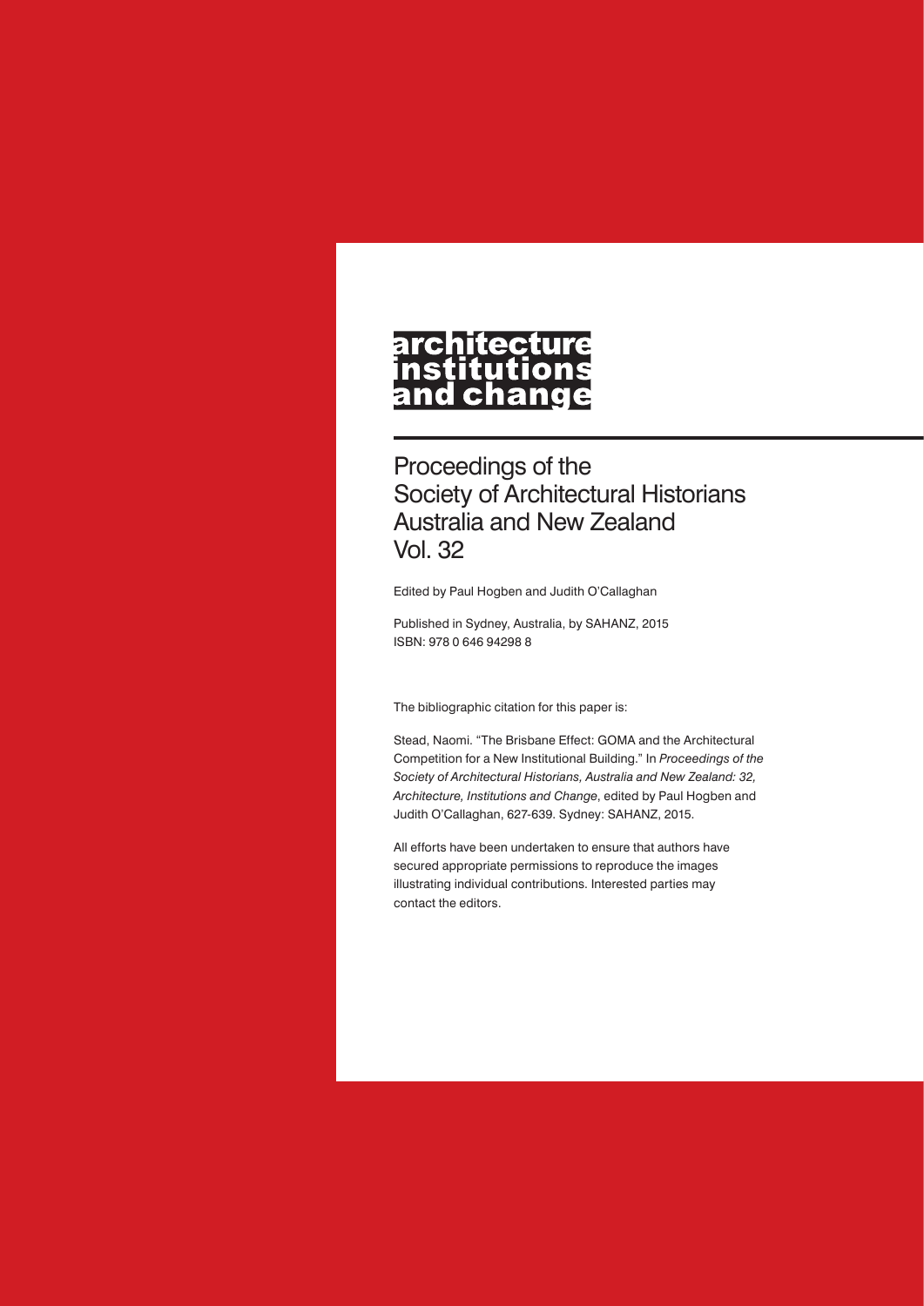# architecture institutions and change

## Proceedings of the Society of Architectural Historians Australia and New Zealand Vol. 32

Edited by Paul Hogben and Judith O'Callaghan

Published in Sydney, Australia, by SAHANZ, 2015
ISBN: 978 0 646 94298 8

The bibliographic citation for this paper is:

Stead, Naomi. "The Brisbane Effect: GOMA and the Architectural Competition for a New Institutional Building." In *Proceedings of the Society of Architectural Historians, Australia and New Zealand: 32, Architecture, Institutions and Change*, edited by Paul Hogben and Judith O'Callaghan, 627-639. Sydney: SAHANZ, 2015.

All efforts have been undertaken to ensure that authors have secured appropriate permissions to reproduce the images illustrating individual contributions. Interested parties may contact the editors.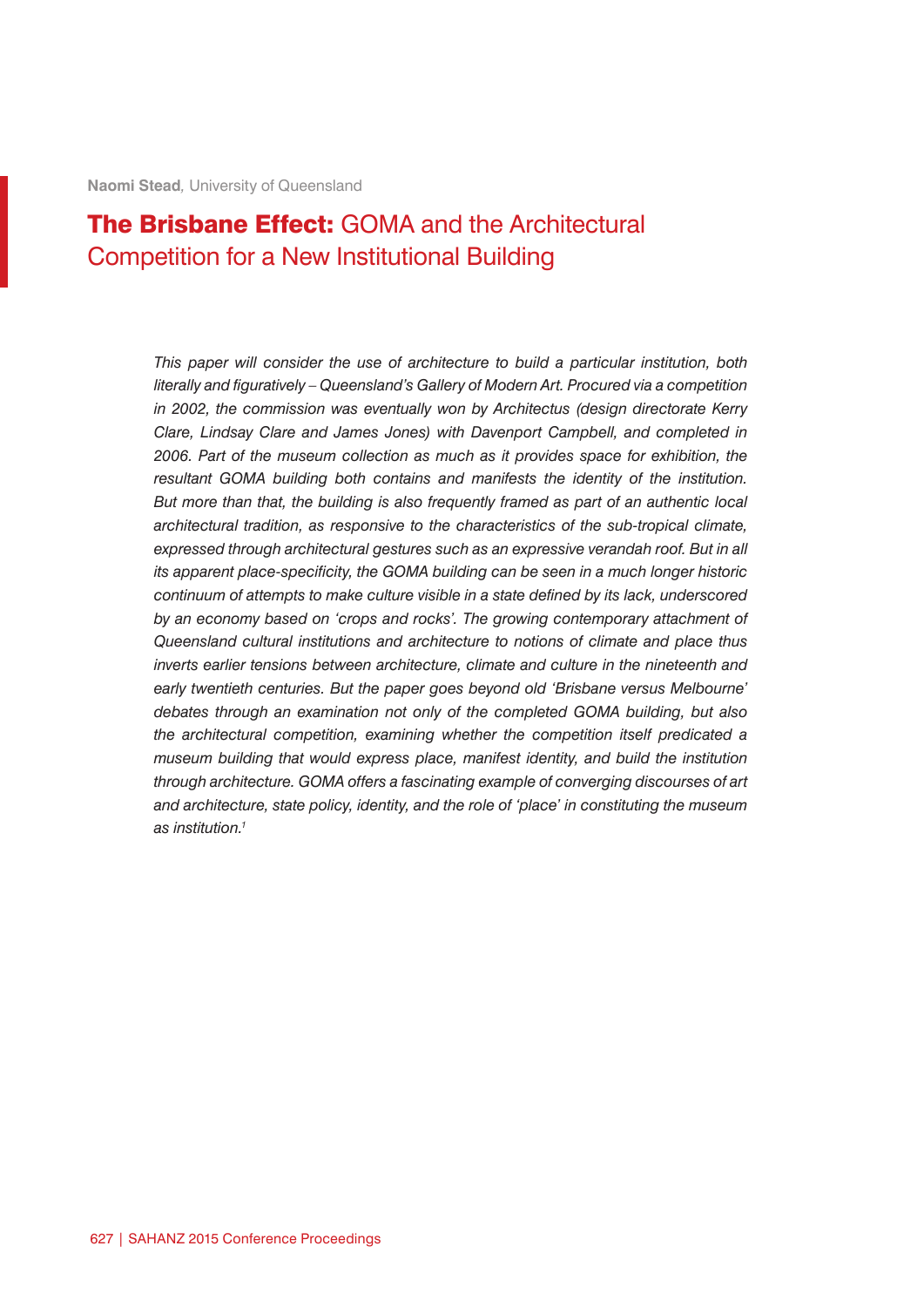**Naomi Stead**, University of Queensland

# **The Brisbane Effect:** GOMA and the Architectural Competition for a New Institutional Building

*This paper will consider the use of architecture to build a particular institution, both literally and figuratively – Queensland's Gallery of Modern Art. Procured via a competition in 2002, the commission was eventually won by Architectus (design directorate Kerry Clare, Lindsay Clare and James Jones) with Davenport Campbell, and completed in 2006. Part of the museum collection as much as it provides space for exhibition, the resultant GOMA building both contains and manifests the identity of the institution. But more than that, the building is also frequently framed as part of an authentic local architectural tradition, as responsive to the characteristics of the sub-tropical climate, expressed through architectural gestures such as an expressive verandah roof. But in all its apparent place-specificity, the GOMA building can be seen in a much longer historic continuum of attempts to make culture visible in a state defined by its lack, underscored by an economy based on 'crops and rocks'. The growing contemporary attachment of Queensland cultural institutions and architecture to notions of climate and place thus inverts earlier tensions between architecture, climate and culture in the nineteenth and early twentieth centuries. But the paper goes beyond old 'Brisbane versus Melbourne' debates through an examination not only of the completed GOMA building, but also the architectural competition, examining whether the competition itself predicated a museum building that would express place, manifest identity, and build the institution through architecture. GOMA offers a fascinating example of converging discourses of art and architecture, state policy, identity, and the role of 'place' in constituting the museum as institution.*[1]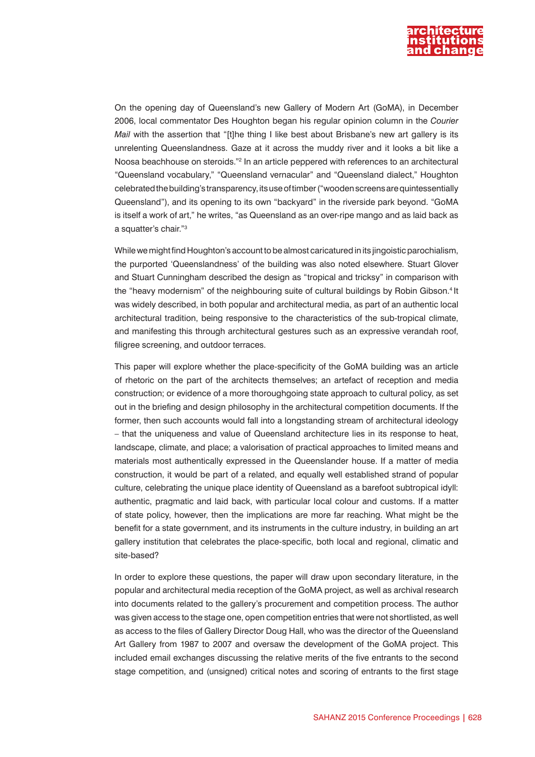On the opening day of Queensland's new Gallery of Modern Art (GoMA), in December 2006, local commentator Des Houghton began his regular opinion column in the *Courier Mail* with the assertion that "[t]he thing I like best about Brisbane's new art gallery is its unrelenting Queenslandness. Gaze at it across the muddy river and it looks a bit like a Noosa beachhouse on steroids."[2] In an article peppered with references to an architectural "Queensland vocabulary," "Queensland vernacular" and "Queensland dialect," Houghton celebrated the building's transparency, its use of timber ("wooden screens are quintessentially Queensland"), and its opening to its own "backyard" in the riverside park beyond. "GoMA is itself a work of art," he writes, "as Queensland as an over-ripe mango and as laid back as a squatter's chair."[3]

While we might find Houghton's account to be almost caricatured in its jingoistic parochialism, the purported 'Queenslandness' of the building was also noted elsewhere. Stuart Glover and Stuart Cunningham described the design as "tropical and tricksy" in comparison with the "heavy modernism" of the neighbouring suite of cultural buildings by Robin Gibson.[4] It was widely described, in both popular and architectural media, as part of an authentic local architectural tradition, being responsive to the characteristics of the sub-tropical climate, and manifesting this through architectural gestures such as an expressive verandah roof, filigree screening, and outdoor terraces.

This paper will explore whether the place-specificity of the GoMA building was an article of rhetoric on the part of the architects themselves; an artefact of reception and media construction; or evidence of a more thoroughgoing state approach to cultural policy, as set out in the briefing and design philosophy in the architectural competition documents. If the former, then such accounts would fall into a longstanding stream of architectural ideology – that the uniqueness and value of Queensland architecture lies in its response to heat, landscape, climate, and place; a valorisation of practical approaches to limited means and materials most authentically expressed in the Queenslander house. If a matter of media construction, it would be part of a related, and equally well established strand of popular culture, celebrating the unique place identity of Queensland as a barefoot subtropical idyll: authentic, pragmatic and laid back, with particular local colour and customs. If a matter of state policy, however, then the implications are more far reaching. What might be the benefit for a state government, and its instruments in the culture industry, in building an art gallery institution that celebrates the place-specific, both local and regional, climatic and site-based?

In order to explore these questions, the paper will draw upon secondary literature, in the popular and architectural media reception of the GoMA project, as well as archival research into documents related to the gallery's procurement and competition process. The author was given access to the stage one, open competition entries that were not shortlisted, as well as access to the files of Gallery Director Doug Hall, who was the director of the Queensland Art Gallery from 1987 to 2007 and oversaw the development of the GoMA project. This included email exchanges discussing the relative merits of the five entrants to the second stage competition, and (unsigned) critical notes and scoring of entrants to the first stage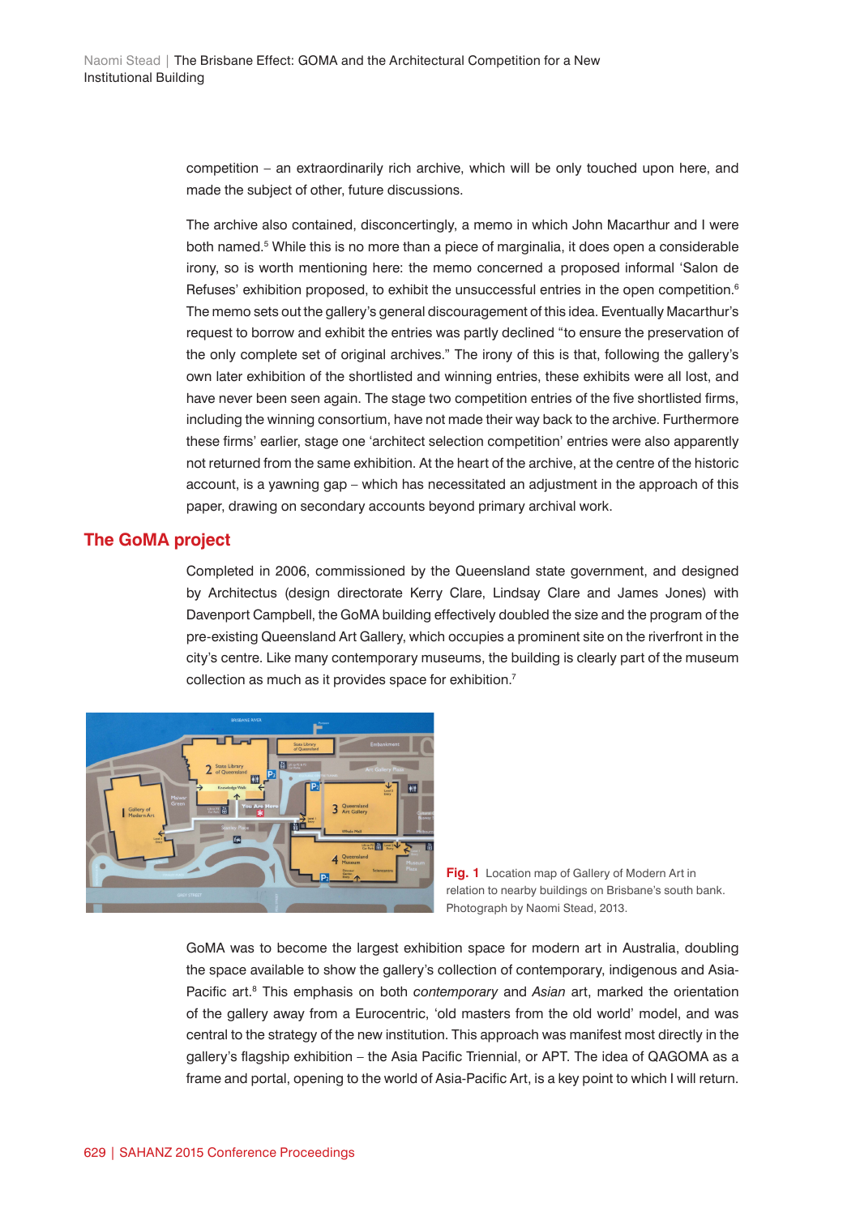competition – an extraordinarily rich archive, which will be only touched upon here, and made the subject of other, future discussions.

The archive also contained, disconcertingly, a memo in which John Macarthur and I were both named.[5] While this is no more than a piece of marginalia, it does open a considerable irony, so is worth mentioning here: the memo concerned a proposed informal 'Salon de Refuses' exhibition proposed, to exhibit the unsuccessful entries in the open competition.[6] The memo sets out the gallery's general discouragement of this idea. Eventually Macarthur's request to borrow and exhibit the entries was partly declined "to ensure the preservation of the only complete set of original archives." The irony of this is that, following the gallery's own later exhibition of the shortlisted and winning entries, these exhibits were all lost, and have never been seen again. The stage two competition entries of the five shortlisted firms, including the winning consortium, have not made their way back to the archive. Furthermore these firms' earlier, stage one 'architect selection competition' entries were also apparently not returned from the same exhibition. At the heart of the archive, at the centre of the historic account, is a yawning gap – which has necessitated an adjustment in the approach of this paper, drawing on secondary accounts beyond primary archival work.

## The GoMA project

Completed in 2006, commissioned by the Queensland state government, and designed by Architectus (design directorate Kerry Clare, Lindsay Clare and James Jones) with Davenport Campbell, the GoMA building effectively doubled the size and the program of the pre-existing Queensland Art Gallery, which occupies a prominent site on the riverfront in the city's centre. Like many contemporary museums, the building is clearly part of the museum collection as much as it provides space for exhibition.[7]

**Fig. 1** Location map of Gallery of Modern Art in relation to nearby buildings on Brisbane's south bank. Photograph by Naomi Stead, 2013.

GoMA was to become the largest exhibition space for modern art in Australia, doubling the space available to show the gallery's collection of contemporary, indigenous and Asia-Pacific art.[8] This emphasis on both *contemporary* and *Asian* art, marked the orientation of the gallery away from a Eurocentric, 'old masters from the old world' model, and was central to the strategy of the new institution. This approach was manifest most directly in the gallery's flagship exhibition – the Asia Pacific Triennial, or APT. The idea of QAGOMA as a frame and portal, opening to the world of Asia-Pacific Art, is a key point to which I will return.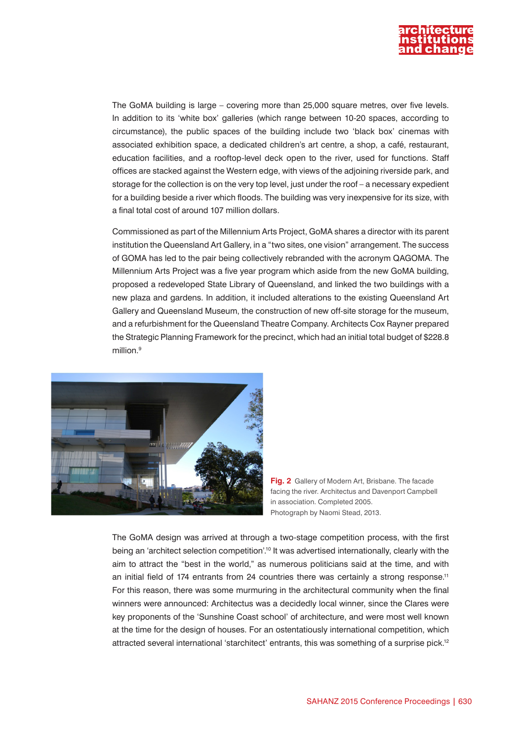The GoMA building is large – covering more than 25,000 square metres, over five levels. In addition to its 'white box' galleries (which range between 10-20 spaces, according to circumstance), the public spaces of the building include two 'black box' cinemas with associated exhibition space, a dedicated children's art centre, a shop, a café, restaurant, education facilities, and a rooftop-level deck open to the river, used for functions. Staff offices are stacked against the Western edge, with views of the adjoining riverside park, and storage for the collection is on the very top level, just under the roof – a necessary expedient for a building beside a river which floods. The building was very inexpensive for its size, with a final total cost of around 107 million dollars.

Commissioned as part of the Millennium Arts Project, GoMA shares a director with its parent institution the Queensland Art Gallery, in a "two sites, one vision" arrangement. The success of GOMA has led to the pair being collectively rebranded with the acronym QAGOMA. The Millennium Arts Project was a five year program which aside from the new GoMA building, proposed a redeveloped State Library of Queensland, and linked the two buildings with a new plaza and gardens. In addition, it included alterations to the existing Queensland Art Gallery and Queensland Museum, the construction of new off-site storage for the museum, and a refurbishment for the Queensland Theatre Company. Architects Cox Rayner prepared the Strategic Planning Framework for the precinct, which had an initial total budget of $228.8 million.[9]

**Fig. 2** Gallery of Modern Art, Brisbane. The facade facing the river. Architectus and Davenport Campbell in association. Completed 2005. Photograph by Naomi Stead, 2013.

The GoMA design was arrived at through a two-stage competition process, with the first being an 'architect selection competition'.[10] It was advertised internationally, clearly with the aim to attract the "best in the world," as numerous politicians said at the time, and with an initial field of 174 entrants from 24 countries there was certainly a strong response.[11] For this reason, there was some murmuring in the architectural community when the final winners were announced: Architectus was a decidedly local winner, since the Clares were key proponents of the 'Sunshine Coast school' of architecture, and were most well known at the time for the design of houses. For an ostentatiously international competition, which attracted several international 'starchitect' entrants, this was something of a surprise pick.[12]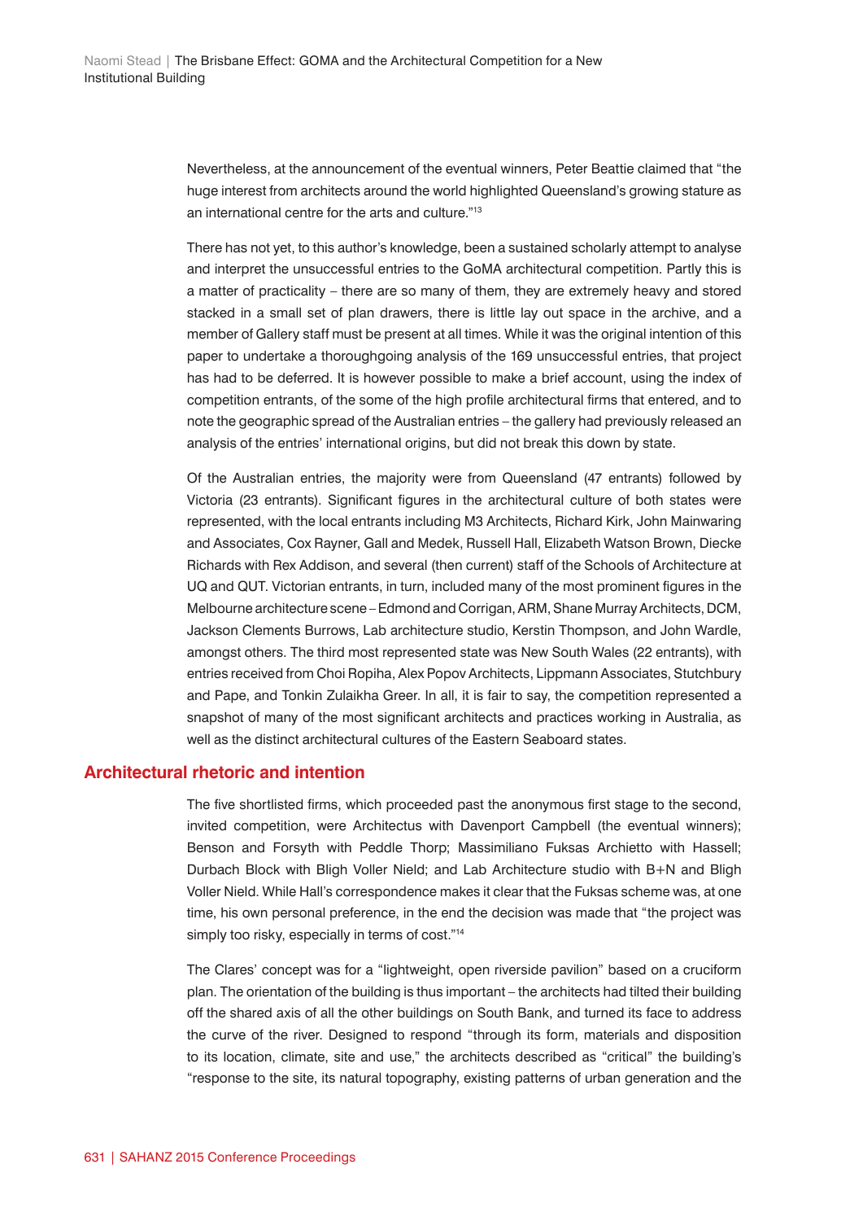Nevertheless, at the announcement of the eventual winners, Peter Beattie claimed that "the huge interest from architects around the world highlighted Queensland's growing stature as an international centre for the arts and culture."[13]

There has not yet, to this author's knowledge, been a sustained scholarly attempt to analyse and interpret the unsuccessful entries to the GoMA architectural competition. Partly this is a matter of practicality – there are so many of them, they are extremely heavy and stored stacked in a small set of plan drawers, there is little lay out space in the archive, and a member of Gallery staff must be present at all times. While it was the original intention of this paper to undertake a thoroughgoing analysis of the 169 unsuccessful entries, that project has had to be deferred. It is however possible to make a brief account, using the index of competition entrants, of the some of the high profile architectural firms that entered, and to note the geographic spread of the Australian entries – the gallery had previously released an analysis of the entries' international origins, but did not break this down by state.

Of the Australian entries, the majority were from Queensland (47 entrants) followed by Victoria (23 entrants). Significant figures in the architectural culture of both states were represented, with the local entrants including M3 Architects, Richard Kirk, John Mainwaring and Associates, Cox Rayner, Gall and Medek, Russell Hall, Elizabeth Watson Brown, Diecke Richards with Rex Addison, and several (then current) staff of the Schools of Architecture at UQ and QUT. Victorian entrants, in turn, included many of the most prominent figures in the Melbourne architecture scene – Edmond and Corrigan, ARM, Shane Murray Architects, DCM, Jackson Clements Burrows, Lab architecture studio, Kerstin Thompson, and John Wardle, amongst others. The third most represented state was New South Wales (22 entrants), with entries received from Choi Ropiha, Alex Popov Architects, Lippmann Associates, Stutchbury and Pape, and Tonkin Zulaikha Greer. In all, it is fair to say, the competition represented a snapshot of many of the most significant architects and practices working in Australia, as well as the distinct architectural cultures of the Eastern Seaboard states.

## Architectural rhetoric and intention

The five shortlisted firms, which proceeded past the anonymous first stage to the second, invited competition, were Architectus with Davenport Campbell (the eventual winners); Benson and Forsyth with Peddle Thorp; Massimiliano Fuksas Archietto with Hassell; Durbach Block with Bligh Voller Nield; and Lab Architecture studio with B+N and Bligh Voller Nield. While Hall's correspondence makes it clear that the Fuksas scheme was, at one time, his own personal preference, in the end the decision was made that "the project was simply too risky, especially in terms of cost."[14]

The Clares' concept was for a "lightweight, open riverside pavilion" based on a cruciform plan. The orientation of the building is thus important – the architects had tilted their building off the shared axis of all the other buildings on South Bank, and turned its face to address the curve of the river. Designed to respond "through its form, materials and disposition to its location, climate, site and use," the architects described as "critical" the building's "response to the site, its natural topography, existing patterns of urban generation and the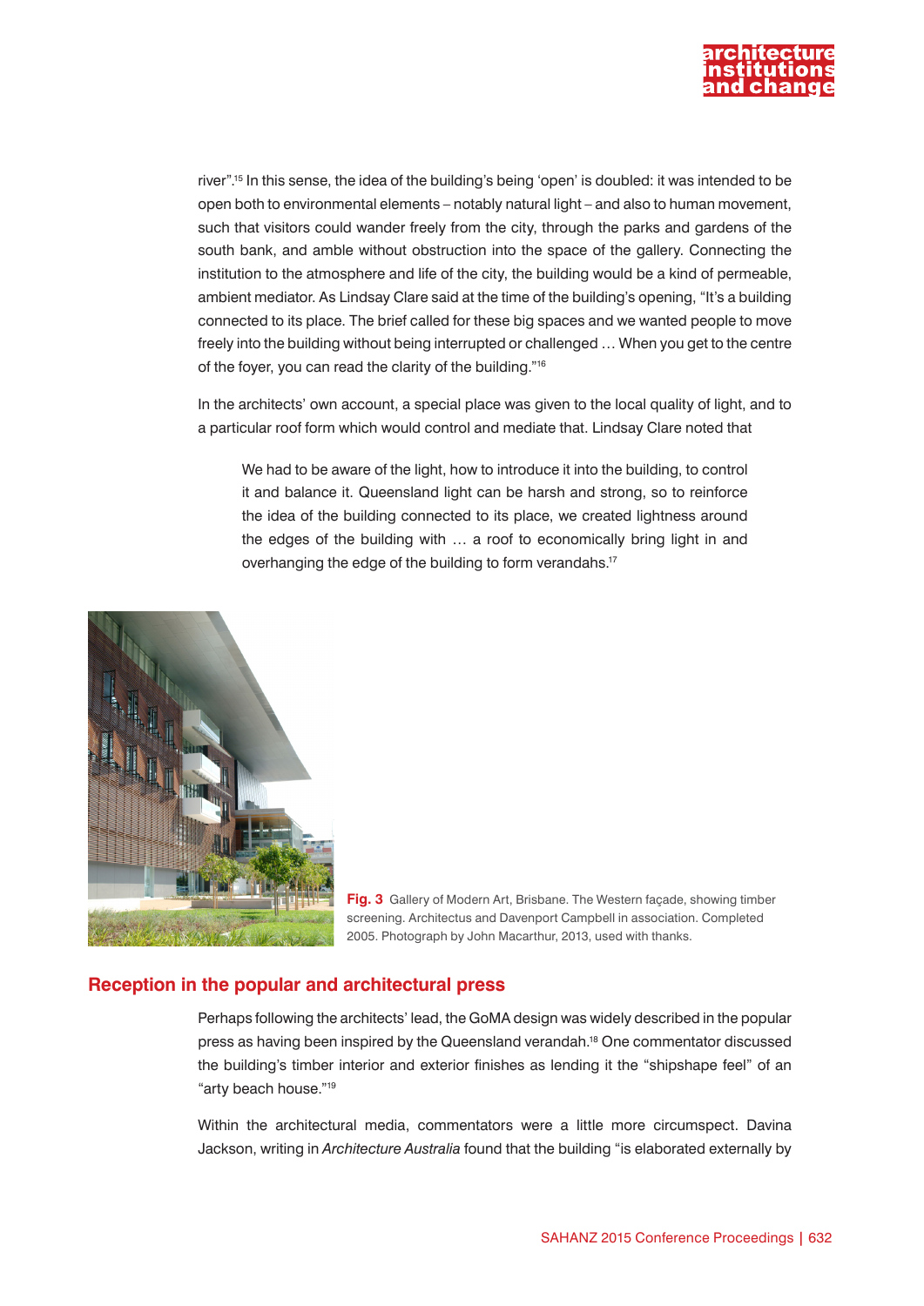river".[15] In this sense, the idea of the building's being 'open' is doubled: it was intended to be open both to environmental elements – notably natural light – and also to human movement, such that visitors could wander freely from the city, through the parks and gardens of the south bank, and amble without obstruction into the space of the gallery. Connecting the institution to the atmosphere and life of the city, the building would be a kind of permeable, ambient mediator. As Lindsay Clare said at the time of the building's opening, "It's a building connected to its place. The brief called for these big spaces and we wanted people to move freely into the building without being interrupted or challenged … When you get to the centre of the foyer, you can read the clarity of the building."[16]

In the architects' own account, a special place was given to the local quality of light, and to a particular roof form which would control and mediate that. Lindsay Clare noted that

> We had to be aware of the light, how to introduce it into the building, to control it and balance it. Queensland light can be harsh and strong, so to reinforce the idea of the building connected to its place, we created lightness around the edges of the building with … a roof to economically bring light in and overhanging the edge of the building to form verandahs.[17]

**Fig. 3** Gallery of Modern Art, Brisbane. The Western façade, showing timber screening. Architectus and Davenport Campbell in association. Completed 2005. Photograph by John Macarthur, 2013, used with thanks.

## Reception in the popular and architectural press

Perhaps following the architects' lead, the GoMA design was widely described in the popular press as having been inspired by the Queensland verandah.[18] One commentator discussed the building's timber interior and exterior finishes as lending it the "shipshape feel" of an "arty beach house."[19]

Within the architectural media, commentators were a little more circumspect. Davina Jackson, writing in *Architecture Australia* found that the building "is elaborated externally by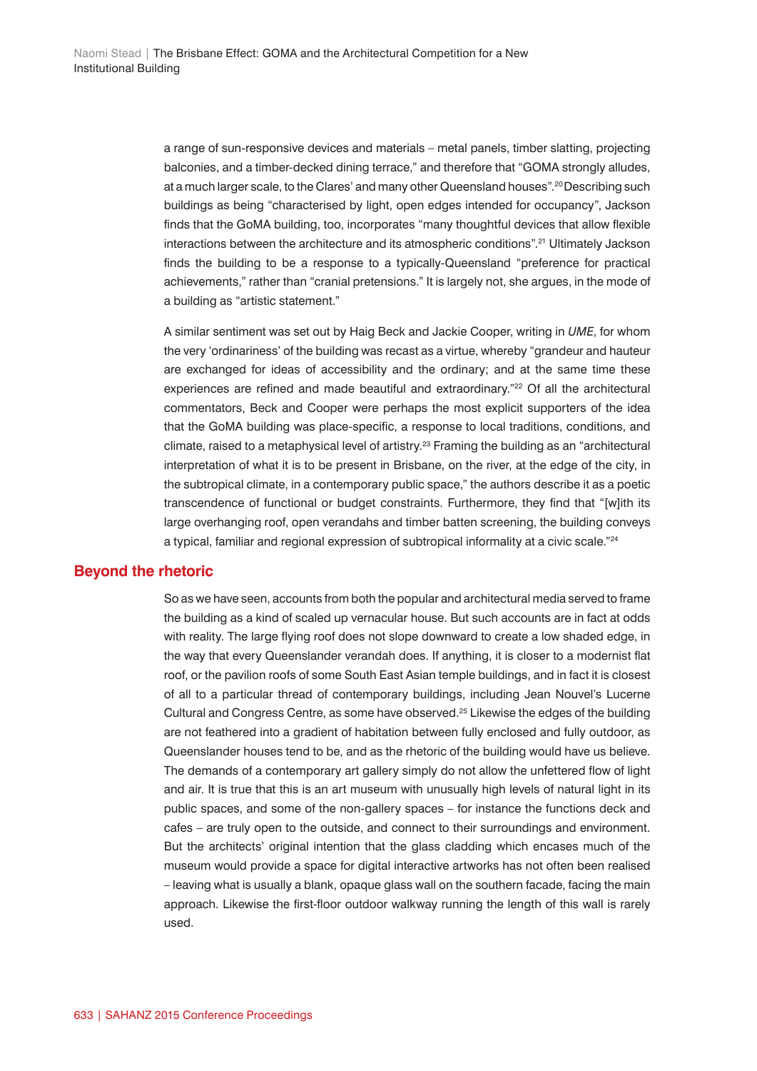a range of sun-responsive devices and materials – metal panels, timber slatting, projecting balconies, and a timber-decked dining terrace," and therefore that "GOMA strongly alludes, at a much larger scale, to the Clares' and many other Queensland houses".[20] Describing such buildings as being "characterised by light, open edges intended for occupancy", Jackson finds that the GoMA building, too, incorporates "many thoughtful devices that allow flexible interactions between the architecture and its atmospheric conditions".[21] Ultimately Jackson finds the building to be a response to a typically-Queensland "preference for practical achievements," rather than "cranial pretensions." It is largely not, she argues, in the mode of a building as "artistic statement."

A similar sentiment was set out by Haig Beck and Jackie Cooper, writing in *UME*, for whom the very 'ordinariness' of the building was recast as a virtue, whereby "grandeur and hauteur are exchanged for ideas of accessibility and the ordinary; and at the same time these experiences are refined and made beautiful and extraordinary."[22] Of all the architectural commentators, Beck and Cooper were perhaps the most explicit supporters of the idea that the GoMA building was place-specific, a response to local traditions, conditions, and climate, raised to a metaphysical level of artistry.[23] Framing the building as an "architectural interpretation of what it is to be present in Brisbane, on the river, at the edge of the city, in the subtropical climate, in a contemporary public space," the authors describe it as a poetic transcendence of functional or budget constraints. Furthermore, they find that "[w]ith its large overhanging roof, open verandahs and timber batten screening, the building conveys a typical, familiar and regional expression of subtropical informality at a civic scale."[24]

## Beyond the rhetoric

So as we have seen, accounts from both the popular and architectural media served to frame the building as a kind of scaled up vernacular house. But such accounts are in fact at odds with reality. The large flying roof does not slope downward to create a low shaded edge, in the way that every Queenslander verandah does. If anything, it is closer to a modernist flat roof, or the pavilion roofs of some South East Asian temple buildings, and in fact it is closest of all to a particular thread of contemporary buildings, including Jean Nouvel's Lucerne Cultural and Congress Centre, as some have observed.[25] Likewise the edges of the building are not feathered into a gradient of habitation between fully enclosed and fully outdoor, as Queenslander houses tend to be, and as the rhetoric of the building would have us believe. The demands of a contemporary art gallery simply do not allow the unfettered flow of light and air. It is true that this is an art museum with unusually high levels of natural light in its public spaces, and some of the non-gallery spaces – for instance the functions deck and cafes – are truly open to the outside, and connect to their surroundings and environment. But the architects' original intention that the glass cladding which encases much of the museum would provide a space for digital interactive artworks has not often been realised – leaving what is usually a blank, opaque glass wall on the southern facade, facing the main approach. Likewise the first-floor outdoor walkway running the length of this wall is rarely used.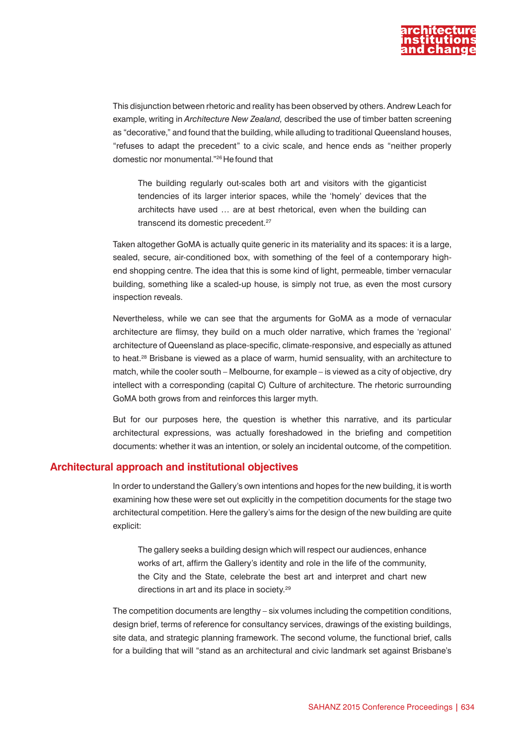This disjunction between rhetoric and reality has been observed by others. Andrew Leach for example, writing in *Architecture New Zealand,* described the use of timber batten screening as "decorative," and found that the building, while alluding to traditional Queensland houses, "refuses to adapt the precedent" to a civic scale, and hence ends as "neither properly domestic nor monumental."[26] He found that

> The building regularly out-scales both art and visitors with the giganticist tendencies of its larger interior spaces, while the 'homely' devices that the architects have used … are at best rhetorical, even when the building can transcend its domestic precedent.[27]

Taken altogether GoMA is actually quite generic in its materiality and its spaces: it is a large, sealed, secure, air-conditioned box, with something of the feel of a contemporary high-end shopping centre. The idea that this is some kind of light, permeable, timber vernacular building, something like a scaled-up house, is simply not true, as even the most cursory inspection reveals.

Nevertheless, while we can see that the arguments for GoMA as a mode of vernacular architecture are flimsy, they build on a much older narrative, which frames the 'regional' architecture of Queensland as place-specific, climate-responsive, and especially as attuned to heat.[28] Brisbane is viewed as a place of warm, humid sensuality, with an architecture to match, while the cooler south – Melbourne, for example – is viewed as a city of objective, dry intellect with a corresponding (capital C) Culture of architecture. The rhetoric surrounding GoMA both grows from and reinforces this larger myth.

But for our purposes here, the question is whether this narrative, and its particular architectural expressions, was actually foreshadowed in the briefing and competition documents: whether it was an intention, or solely an incidental outcome, of the competition.

## Architectural approach and institutional objectives

In order to understand the Gallery's own intentions and hopes for the new building, it is worth examining how these were set out explicitly in the competition documents for the stage two architectural competition. Here the gallery's aims for the design of the new building are quite explicit:

> The gallery seeks a building design which will respect our audiences, enhance works of art, affirm the Gallery's identity and role in the life of the community, the City and the State, celebrate the best art and interpret and chart new directions in art and its place in society.[29]

The competition documents are lengthy – six volumes including the competition conditions, design brief, terms of reference for consultancy services, drawings of the existing buildings, site data, and strategic planning framework. The second volume, the functional brief, calls for a building that will "stand as an architectural and civic landmark set against Brisbane's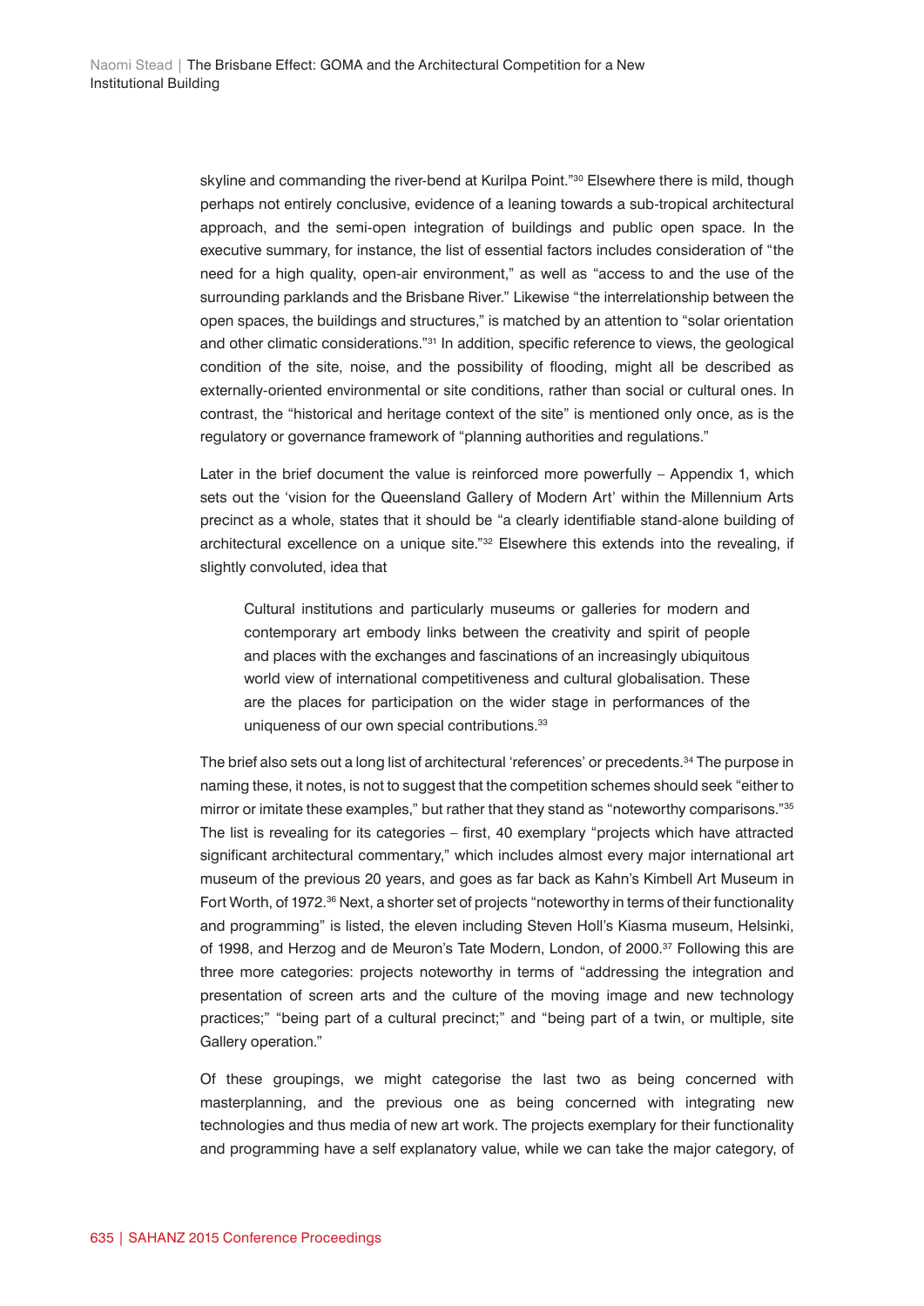skyline and commanding the river-bend at Kurilpa Point."[30] Elsewhere there is mild, though perhaps not entirely conclusive, evidence of a leaning towards a sub-tropical architectural approach, and the semi-open integration of buildings and public open space. In the executive summary, for instance, the list of essential factors includes consideration of "the need for a high quality, open-air environment," as well as "access to and the use of the surrounding parklands and the Brisbane River." Likewise "the interrelationship between the open spaces, the buildings and structures," is matched by an attention to "solar orientation and other climatic considerations."[31] In addition, specific reference to views, the geological condition of the site, noise, and the possibility of flooding, might all be described as externally-oriented environmental or site conditions, rather than social or cultural ones. In contrast, the "historical and heritage context of the site" is mentioned only once, as is the regulatory or governance framework of "planning authorities and regulations."

Later in the brief document the value is reinforced more powerfully – Appendix 1, which sets out the 'vision for the Queensland Gallery of Modern Art' within the Millennium Arts precinct as a whole, states that it should be "a clearly identifiable stand-alone building of architectural excellence on a unique site."[32] Elsewhere this extends into the revealing, if slightly convoluted, idea that

> Cultural institutions and particularly museums or galleries for modern and contemporary art embody links between the creativity and spirit of people and places with the exchanges and fascinations of an increasingly ubiquitous world view of international competitiveness and cultural globalisation. These are the places for participation on the wider stage in performances of the uniqueness of our own special contributions.[33]

The brief also sets out a long list of architectural 'references' or precedents.[34] The purpose in naming these, it notes, is not to suggest that the competition schemes should seek "either to mirror or imitate these examples," but rather that they stand as "noteworthy comparisons."[35] The list is revealing for its categories – first, 40 exemplary "projects which have attracted significant architectural commentary," which includes almost every major international art museum of the previous 20 years, and goes as far back as Kahn's Kimbell Art Museum in Fort Worth, of 1972.[36] Next, a shorter set of projects "noteworthy in terms of their functionality and programming" is listed, the eleven including Steven Holl's Kiasma museum, Helsinki, of 1998, and Herzog and de Meuron's Tate Modern, London, of 2000.[37] Following this are three more categories: projects noteworthy in terms of "addressing the integration and presentation of screen arts and the culture of the moving image and new technology practices;" "being part of a cultural precinct;" and "being part of a twin, or multiple, site Gallery operation."

Of these groupings, we might categorise the last two as being concerned with masterplanning, and the previous one as being concerned with integrating new technologies and thus media of new art work. The projects exemplary for their functionality and programming have a self explanatory value, while we can take the major category, of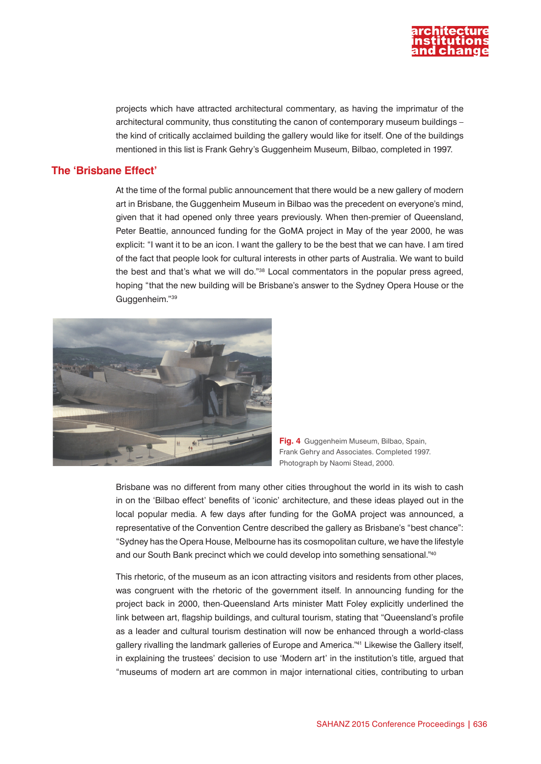projects which have attracted architectural commentary, as having the imprimatur of the architectural community, thus constituting the canon of contemporary museum buildings – the kind of critically acclaimed building the gallery would like for itself. One of the buildings mentioned in this list is Frank Gehry's Guggenheim Museum, Bilbao, completed in 1997.

## The 'Brisbane Effect'

At the time of the formal public announcement that there would be a new gallery of modern art in Brisbane, the Guggenheim Museum in Bilbao was the precedent on everyone's mind, given that it had opened only three years previously. When then-premier of Queensland, Peter Beattie, announced funding for the GoMA project in May of the year 2000, he was explicit: "I want it to be an icon. I want the gallery to be the best that we can have. I am tired of the fact that people look for cultural interests in other parts of Australia. We want to build the best and that's what we will do."[38] Local commentators in the popular press agreed, hoping "that the new building will be Brisbane's answer to the Sydney Opera House or the Guggenheim."[39]

**Fig. 4** Guggenheim Museum, Bilbao, Spain, Frank Gehry and Associates. Completed 1997. Photograph by Naomi Stead, 2000.

Brisbane was no different from many other cities throughout the world in its wish to cash in on the 'Bilbao effect' benefits of 'iconic' architecture, and these ideas played out in the local popular media. A few days after funding for the GoMA project was announced, a representative of the Convention Centre described the gallery as Brisbane's "best chance": "Sydney has the Opera House, Melbourne has its cosmopolitan culture, we have the lifestyle and our South Bank precinct which we could develop into something sensational."[40]

This rhetoric, of the museum as an icon attracting visitors and residents from other places, was congruent with the rhetoric of the government itself. In announcing funding for the project back in 2000, then-Queensland Arts minister Matt Foley explicitly underlined the link between art, flagship buildings, and cultural tourism, stating that "Queensland's profile as a leader and cultural tourism destination will now be enhanced through a world-class gallery rivalling the landmark galleries of Europe and America."[41] Likewise the Gallery itself, in explaining the trustees' decision to use 'Modern art' in the institution's title, argued that "museums of modern art are common in major international cities, contributing to urban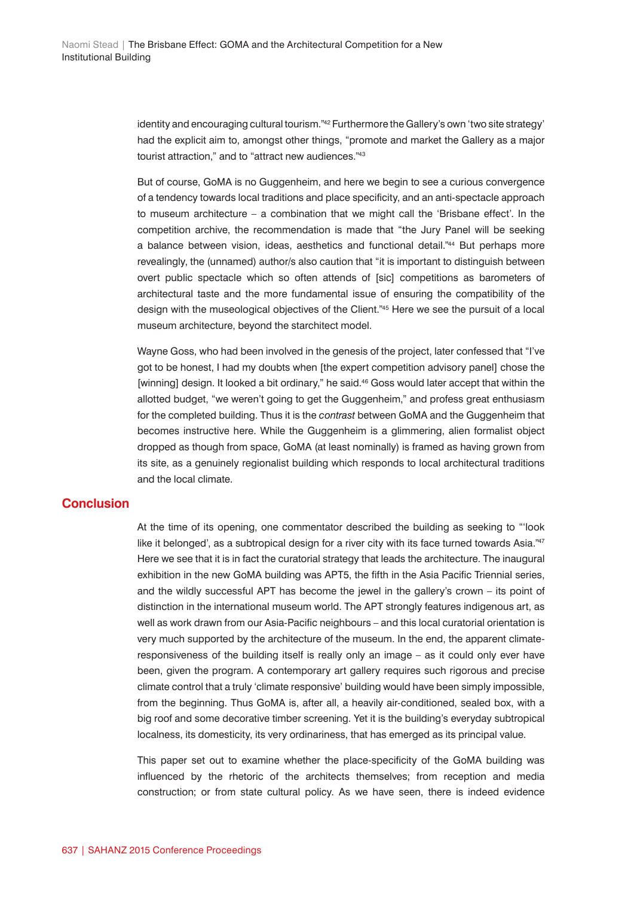identity and encouraging cultural tourism."[42] Furthermore the Gallery's own 'two site strategy' had the explicit aim to, amongst other things, "promote and market the Gallery as a major tourist attraction," and to "attract new audiences."[43]

But of course, GoMA is no Guggenheim, and here we begin to see a curious convergence of a tendency towards local traditions and place specificity, and an anti-spectacle approach to museum architecture – a combination that we might call the 'Brisbane effect'. In the competition archive, the recommendation is made that "the Jury Panel will be seeking a balance between vision, ideas, aesthetics and functional detail."[44] But perhaps more revealingly, the (unnamed) author/s also caution that "it is important to distinguish between overt public spectacle which so often attends of [sic] competitions as barometers of architectural taste and the more fundamental issue of ensuring the compatibility of the design with the museological objectives of the Client."[45] Here we see the pursuit of a local museum architecture, beyond the starchitect model.

Wayne Goss, who had been involved in the genesis of the project, later confessed that "I've got to be honest, I had my doubts when [the expert competition advisory panel] chose the [winning] design. It looked a bit ordinary," he said.[46] Goss would later accept that within the allotted budget, "we weren't going to get the Guggenheim," and profess great enthusiasm for the completed building. Thus it is the *contrast* between GoMA and the Guggenheim that becomes instructive here. While the Guggenheim is a glimmering, alien formalist object dropped as though from space, GoMA (at least nominally) is framed as having grown from its site, as a genuinely regionalist building which responds to local architectural traditions and the local climate.

## Conclusion

At the time of its opening, one commentator described the building as seeking to "'look like it belonged', as a subtropical design for a river city with its face turned towards Asia."[47] Here we see that it is in fact the curatorial strategy that leads the architecture. The inaugural exhibition in the new GoMA building was APT5, the fifth in the Asia Pacific Triennial series, and the wildly successful APT has become the jewel in the gallery's crown – its point of distinction in the international museum world. The APT strongly features indigenous art, as well as work drawn from our Asia-Pacific neighbours – and this local curatorial orientation is very much supported by the architecture of the museum. In the end, the apparent climate-responsiveness of the building itself is really only an image – as it could only ever have been, given the program. A contemporary art gallery requires such rigorous and precise climate control that a truly 'climate responsive' building would have been simply impossible, from the beginning. Thus GoMA is, after all, a heavily air-conditioned, sealed box, with a big roof and some decorative timber screening. Yet it is the building's everyday subtropical localness, its domesticity, its very ordinariness, that has emerged as its principal value.

This paper set out to examine whether the place-specificity of the GoMA building was influenced by the rhetoric of the architects themselves; from reception and media construction; or from state cultural policy. As we have seen, there is indeed evidence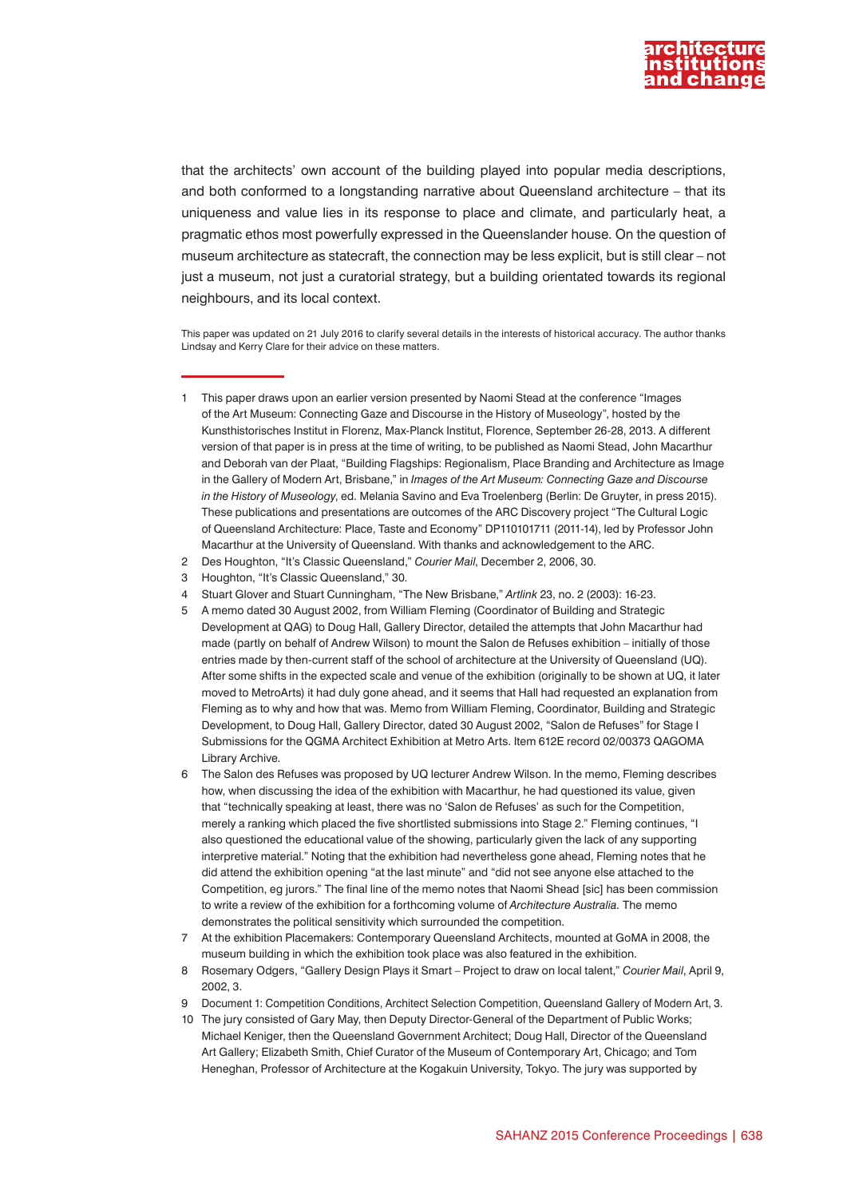that the architects' own account of the building played into popular media descriptions, and both conformed to a longstanding narrative about Queensland architecture – that its uniqueness and value lies in its response to place and climate, and particularly heat, a pragmatic ethos most powerfully expressed in the Queenslander house. On the question of museum architecture as statecraft, the connection may be less explicit, but is still clear – not just a museum, not just a curatorial strategy, but a building orientated towards its regional neighbours, and its local context.

This paper was updated on 21 July 2016 to clarify several details in the interests of historical accuracy. The author thanks Lindsay and Kerry Clare for their advice on these matters.

---

1 This paper draws upon an earlier version presented by Naomi Stead at the conference "Images of the Art Museum: Connecting Gaze and Discourse in the History of Museology", hosted by the Kunsthistorisches Institut in Florenz, Max-Planck Institut, Florence, September 26-28, 2013. A different version of that paper is in press at the time of writing, to be published as Naomi Stead, John Macarthur and Deborah van der Plaat, "Building Flagships: Regionalism, Place Branding and Architecture as Image in the Gallery of Modern Art, Brisbane," in *Images of the Art Museum: Connecting Gaze and Discourse in the History of Museology*, ed. Melania Savino and Eva Troelenberg (Berlin: De Gruyter, in press 2015). These publications and presentations are outcomes of the ARC Discovery project "The Cultural Logic of Queensland Architecture: Place, Taste and Economy" DP110101711 (2011-14), led by Professor John Macarthur at the University of Queensland. With thanks and acknowledgement to the ARC.

2 Des Houghton, "It's Classic Queensland," *Courier Mail*, December 2, 2006, 30.

3 Houghton, "It's Classic Queensland," 30.

4 Stuart Glover and Stuart Cunningham, "The New Brisbane," *Artlink* 23, no. 2 (2003): 16-23.

5 A memo dated 30 August 2002, from William Fleming (Coordinator of Building and Strategic Development at QAG) to Doug Hall, Gallery Director, detailed the attempts that John Macarthur had made (partly on behalf of Andrew Wilson) to mount the Salon de Refuses exhibition – initially of those entries made by then-current staff of the school of architecture at the University of Queensland (UQ). After some shifts in the expected scale and venue of the exhibition (originally to be shown at UQ, it later moved to MetroArts) it had duly gone ahead, and it seems that Hall had requested an explanation from Fleming as to why and how that was. Memo from William Fleming, Coordinator, Building and Strategic Development, to Doug Hall, Gallery Director, dated 30 August 2002, "Salon de Refuses" for Stage I Submissions for the QGMA Architect Exhibition at Metro Arts. Item 612E record 02/00373 QAGOMA Library Archive.

6 The Salon des Refuses was proposed by UQ lecturer Andrew Wilson. In the memo, Fleming describes how, when discussing the idea of the exhibition with Macarthur, he had questioned its value, given that "technically speaking at least, there was no 'Salon de Refuses' as such for the Competition, merely a ranking which placed the five shortlisted submissions into Stage 2." Fleming continues, "I also questioned the educational value of the showing, particularly given the lack of any supporting interpretive material." Noting that the exhibition had nevertheless gone ahead, Fleming notes that he did attend the exhibition opening "at the last minute" and "did not see anyone else attached to the Competition, eg jurors." The final line of the memo notes that Naomi Shead [sic] has been commission to write a review of the exhibition for a forthcoming volume of *Architecture Australia.* The memo demonstrates the political sensitivity which surrounded the competition.

7 At the exhibition Placemakers: Contemporary Queensland Architects, mounted at GoMA in 2008, the museum building in which the exhibition took place was also featured in the exhibition.

8 Rosemary Odgers, "Gallery Design Plays it Smart – Project to draw on local talent," *Courier Mail*, April 9, 2002, 3.

9 Document 1: Competition Conditions, Architect Selection Competition, Queensland Gallery of Modern Art, 3.

10 The jury consisted of Gary May, then Deputy Director-General of the Department of Public Works; Michael Keniger, then the Queensland Government Architect; Doug Hall, Director of the Queensland Art Gallery; Elizabeth Smith, Chief Curator of the Museum of Contemporary Art, Chicago; and Tom Heneghan, Professor of Architecture at the Kogakuin University, Tokyo. The jury was supported by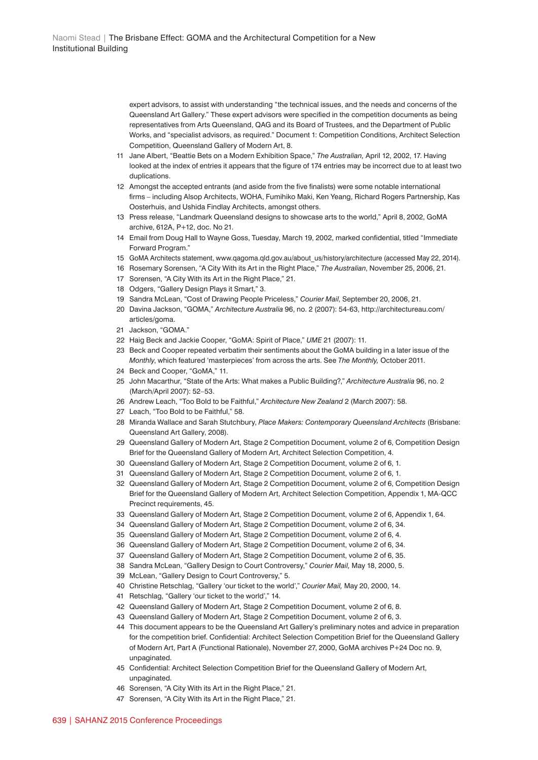expert advisors, to assist with understanding "the technical issues, and the needs and concerns of the Queensland Art Gallery." These expert advisors were specified in the competition documents as being representatives from Arts Queensland, QAG and its Board of Trustees, and the Department of Public Works, and "specialist advisors, as required." Document 1: Competition Conditions, Architect Selection Competition, Queensland Gallery of Modern Art, 8.

11 Jane Albert, "Beattie Bets on a Modern Exhibition Space," *The Australian,* April 12, 2002, 17. Having looked at the index of entries it appears that the figure of 174 entries may be incorrect due to at least two duplications.

12 Amongst the accepted entrants (and aside from the five finalists) were some notable international firms – including Alsop Architects, WOHA, Fumihiko Maki, Ken Yeang, Richard Rogers Partnership, Kas Oosterhuis, and Ushida Findlay Architects, amongst others.

13 Press release, "Landmark Queensland designs to showcase arts to the world," April 8, 2002, GoMA archive, 612A, P+12, doc. No 21.

14 Email from Doug Hall to Wayne Goss, Tuesday, March 19, 2002, marked confidential, titled "Immediate Forward Program."

15 GoMA Architects statement, www.qagoma.qld.gov.au/about_us/history/architecture (accessed May 22, 2014).

16 Rosemary Sorensen, "A City With its Art in the Right Place," *The Australian*, November 25, 2006, 21.

17 Sorensen, "A City With its Art in the Right Place," 21.

18 Odgers, "Gallery Design Plays it Smart," 3.

19 Sandra McLean, "Cost of Drawing People Priceless," *Courier Mail*, September 20, 2006, 21.

20 Davina Jackson, "GOMA," *Architecture Australia* 96, no. 2 (2007): 54-63, http://architectureau.com/articles/goma.

21 Jackson, "GOMA."

22 Haig Beck and Jackie Cooper, "GoMA: Spirit of Place," *UME* 21 (2007): 11.

23 Beck and Cooper repeated verbatim their sentiments about the GoMA building in a later issue of the *Monthly*, which featured 'masterpieces' from across the arts. See *The Monthly,* October 2011.

24 Beck and Cooper, "GoMA," 11.

25 John Macarthur, "State of the Arts: What makes a Public Building?," *Architecture Australia* 96, no. 2 (March/April 2007): 52–53.

26 Andrew Leach, "Too Bold to be Faithful," *Architecture New Zealand* 2 (March 2007): 58.

27 Leach, "Too Bold to be Faithful," 58.

28 Miranda Wallace and Sarah Stutchbury, *Place Makers: Contemporary Queensland Architects* (Brisbane: Queensland Art Gallery, 2008).

29 Queensland Gallery of Modern Art, Stage 2 Competition Document, volume 2 of 6, Competition Design Brief for the Queensland Gallery of Modern Art, Architect Selection Competition, 4.

30 Queensland Gallery of Modern Art, Stage 2 Competition Document, volume 2 of 6, 1.

31 Queensland Gallery of Modern Art, Stage 2 Competition Document, volume 2 of 6, 1.

32 Queensland Gallery of Modern Art, Stage 2 Competition Document, volume 2 of 6, Competition Design Brief for the Queensland Gallery of Modern Art, Architect Selection Competition, Appendix 1, MA-QCC Precinct requirements, 45.

33 Queensland Gallery of Modern Art, Stage 2 Competition Document, volume 2 of 6, Appendix 1, 64.

34 Queensland Gallery of Modern Art, Stage 2 Competition Document, volume 2 of 6, 34.

35 Queensland Gallery of Modern Art, Stage 2 Competition Document, volume 2 of 6, 4.

36 Queensland Gallery of Modern Art, Stage 2 Competition Document, volume 2 of 6, 34.

37 Queensland Gallery of Modern Art, Stage 2 Competition Document, volume 2 of 6, 35.

38 Sandra McLean, "Gallery Design to Court Controversy," *Courier Mail,* May 18, 2000, 5.

39 McLean, "Gallery Design to Court Controversy," 5.

40 Christine Retschlag, "Gallery 'our ticket to the world'," *Courier Mail,* May 20, 2000, 14.

41 Retschlag, "Gallery 'our ticket to the world'," 14.

42 Queensland Gallery of Modern Art, Stage 2 Competition Document, volume 2 of 6, 8.

43 Queensland Gallery of Modern Art, Stage 2 Competition Document, volume 2 of 6, 3.

44 This document appears to be the Queensland Art Gallery's preliminary notes and advice in preparation for the competition brief. Confidential: Architect Selection Competition Brief for the Queensland Gallery of Modern Art, Part A (Functional Rationale), November 27, 2000, GoMA archives P+24 Doc no. 9, unpaginated.

45 Confidential: Architect Selection Competition Brief for the Queensland Gallery of Modern Art, unpaginated.

46 Sorensen, "A City With its Art in the Right Place," 21.

47 Sorensen, "A City With its Art in the Right Place," 21.